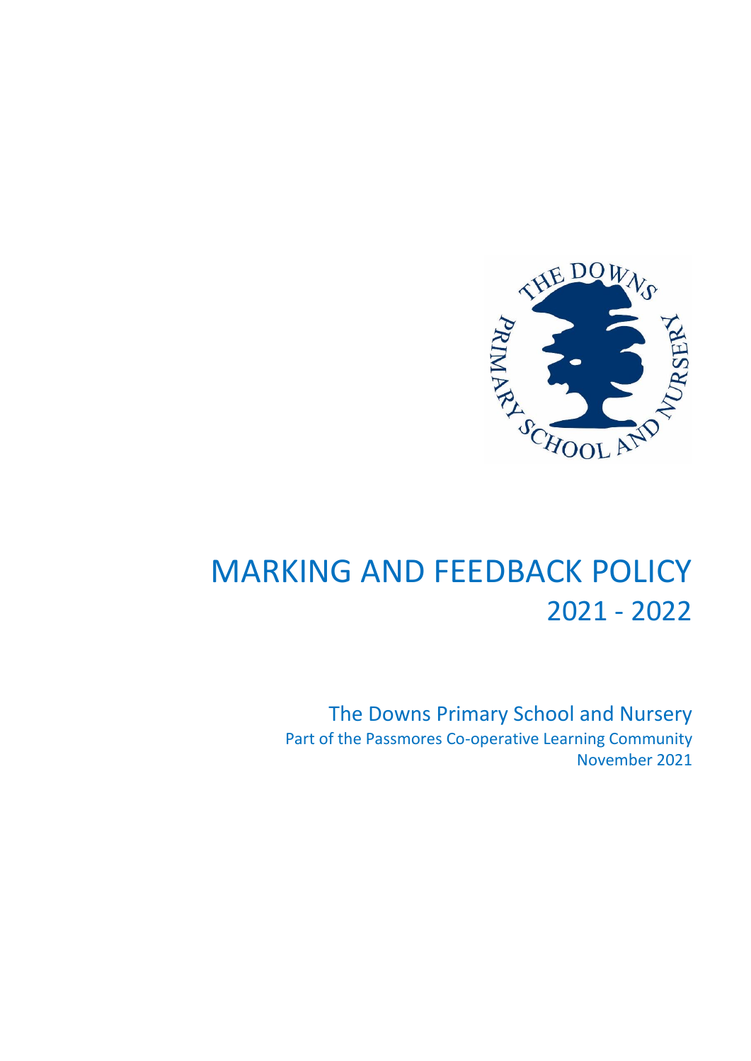# MARKING AND FEEDBACK POLICY
## 2021 - 2022

The Downs Primary School and Nursery
Part of the Passmores Co-operative Learning Community
November 2021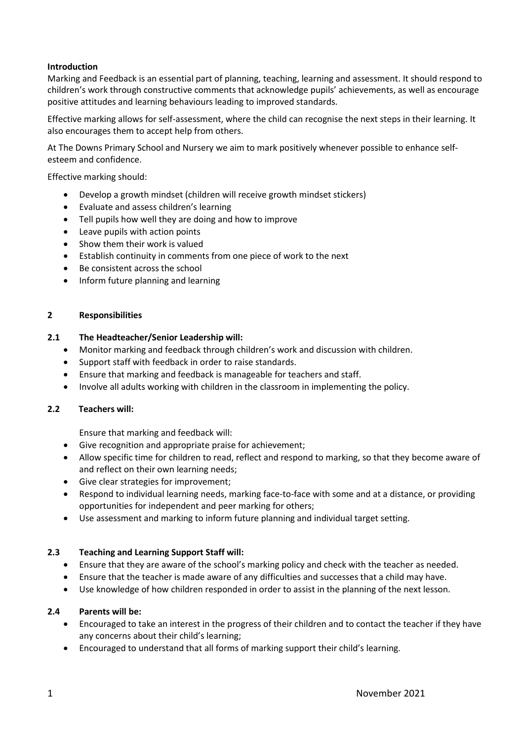## Introduction

Marking and Feedback is an essential part of planning, teaching, learning and assessment. It should respond to children's work through constructive comments that acknowledge pupils' achievements, as well as encourage positive attitudes and learning behaviours leading to improved standards.

Effective marking allows for self-assessment, where the child can recognise the next steps in their learning. It also encourages them to accept help from others.

At The Downs Primary School and Nursery we aim to mark positively whenever possible to enhance self-esteem and confidence.

Effective marking should:

- Develop a growth mindset (children will receive growth mindset stickers)
- Evaluate and assess children's learning
- Tell pupils how well they are doing and how to improve
- Leave pupils with action points
- Show them their work is valued
- Establish continuity in comments from one piece of work to the next
- Be consistent across the school
- Inform future planning and learning

## 2 Responsibilities

### 2.1 The Headteacher/Senior Leadership will:

- Monitor marking and feedback through children's work and discussion with children.
- Support staff with feedback in order to raise standards.
- Ensure that marking and feedback is manageable for teachers and staff.
- Involve all adults working with children in the classroom in implementing the policy.

### 2.2 Teachers will:

Ensure that marking and feedback will:

- Give recognition and appropriate praise for achievement;
- Allow specific time for children to read, reflect and respond to marking, so that they become aware of and reflect on their own learning needs;
- Give clear strategies for improvement;
- Respond to individual learning needs, marking face-to-face with some and at a distance, or providing opportunities for independent and peer marking for others;
- Use assessment and marking to inform future planning and individual target setting.

### 2.3 Teaching and Learning Support Staff will:

- Ensure that they are aware of the school's marking policy and check with the teacher as needed.
- Ensure that the teacher is made aware of any difficulties and successes that a child may have.
- Use knowledge of how children responded in order to assist in the planning of the next lesson.

### 2.4 Parents will be:

- Encouraged to take an interest in the progress of their children and to contact the teacher if they have any concerns about their child's learning;
- Encouraged to understand that all forms of marking support their child's learning.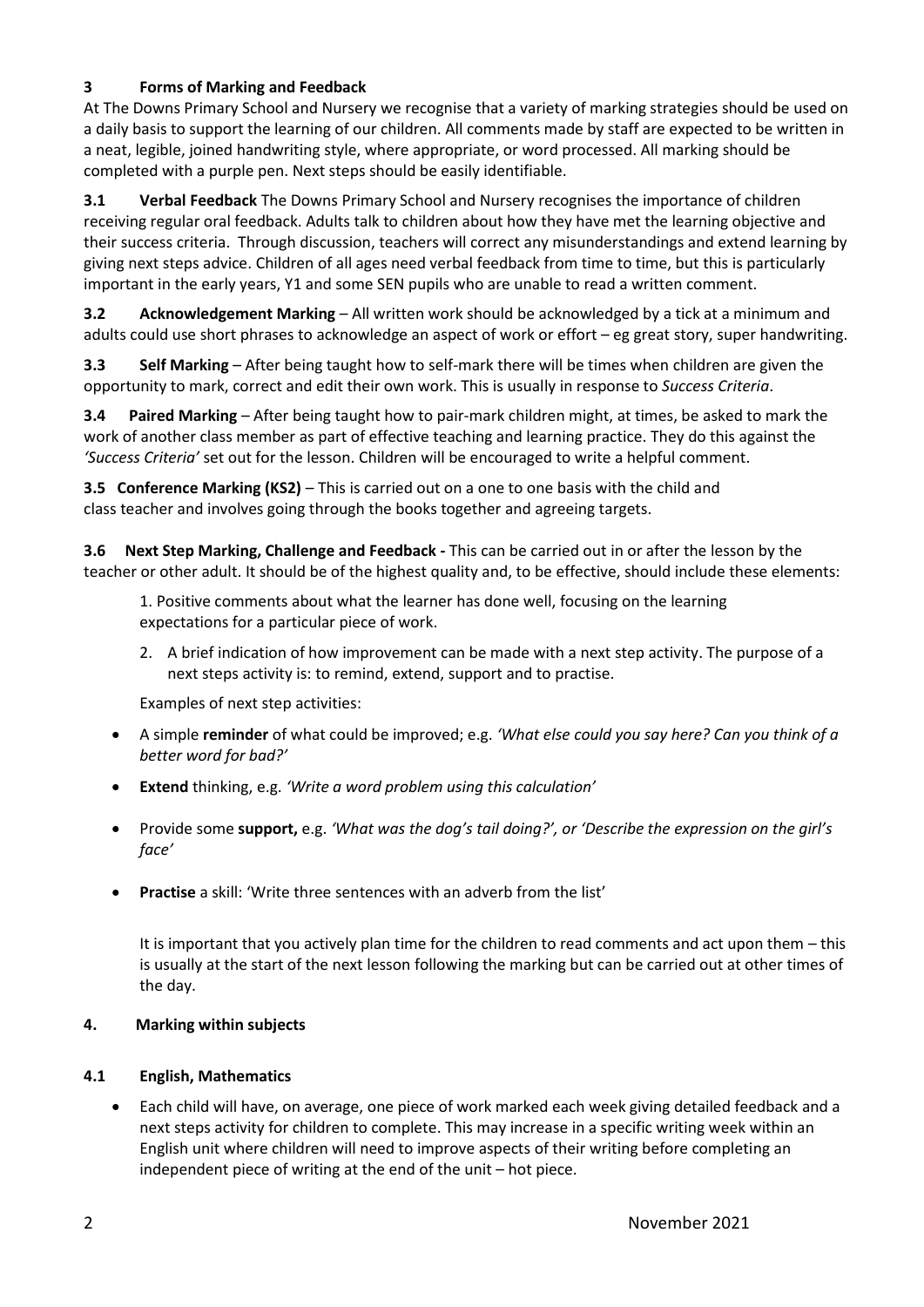## 3 Forms of Marking and Feedback

At The Downs Primary School and Nursery we recognise that a variety of marking strategies should be used on a daily basis to support the learning of our children. All comments made by staff are expected to be written in a neat, legible, joined handwriting style, where appropriate, or word processed. All marking should be completed with a purple pen. Next steps should be easily identifiable.

**3.1 Verbal Feedback** The Downs Primary School and Nursery recognises the importance of children receiving regular oral feedback. Adults talk to children about how they have met the learning objective and their success criteria. Through discussion, teachers will correct any misunderstandings and extend learning by giving next steps advice. Children of all ages need verbal feedback from time to time, but this is particularly important in the early years, Y1 and some SEN pupils who are unable to read a written comment.

**3.2 Acknowledgement Marking** – All written work should be acknowledged by a tick at a minimum and adults could use short phrases to acknowledge an aspect of work or effort – eg great story, super handwriting.

**3.3 Self Marking** – After being taught how to self-mark there will be times when children are given the opportunity to mark, correct and edit their own work. This is usually in response to *Success Criteria*.

**3.4 Paired Marking** – After being taught how to pair-mark children might, at times, be asked to mark the work of another class member as part of effective teaching and learning practice. They do this against the *'Success Criteria'* set out for the lesson. Children will be encouraged to write a helpful comment.

**3.5 Conference Marking (KS2)** – This is carried out on a one to one basis with the child and class teacher and involves going through the books together and agreeing targets.

**3.6 Next Step Marking, Challenge and Feedback -** This can be carried out in or after the lesson by the teacher or other adult. It should be of the highest quality and, to be effective, should include these elements:

1. Positive comments about what the learner has done well, focusing on the learning expectations for a particular piece of work.
2. A brief indication of how improvement can be made with a next step activity. The purpose of a next steps activity is: to remind, extend, support and to practise.

Examples of next step activities:

- A simple **reminder** of what could be improved; e.g. *'What else could you say here? Can you think of a better word for bad?'*
- **Extend** thinking, e.g. *'Write a word problem using this calculation'*
- Provide some **support,** e.g. *'What was the dog's tail doing?', or 'Describe the expression on the girl's face'*
- **Practise** a skill: 'Write three sentences with an adverb from the list'

It is important that you actively plan time for the children to read comments and act upon them – this is usually at the start of the next lesson following the marking but can be carried out at other times of the day.

## 4. Marking within subjects

### 4.1 English, Mathematics

- Each child will have, on average, one piece of work marked each week giving detailed feedback and a next steps activity for children to complete. This may increase in a specific writing week within an English unit where children will need to improve aspects of their writing before completing an independent piece of writing at the end of the unit – hot piece.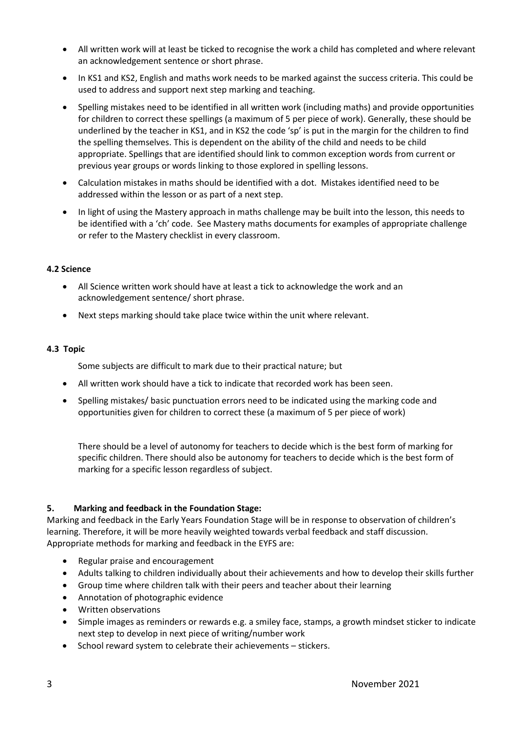- All written work will at least be ticked to recognise the work a child has completed and where relevant an acknowledgement sentence or short phrase.
- In KS1 and KS2, English and maths work needs to be marked against the success criteria. This could be used to address and support next step marking and teaching.
- Spelling mistakes need to be identified in all written work (including maths) and provide opportunities for children to correct these spellings (a maximum of 5 per piece of work). Generally, these should be underlined by the teacher in KS1, and in KS2 the code 'sp' is put in the margin for the children to find the spelling themselves. This is dependent on the ability of the child and needs to be child appropriate. Spellings that are identified should link to common exception words from current or previous year groups or words linking to those explored in spelling lessons.
- Calculation mistakes in maths should be identified with a dot. Mistakes identified need to be addressed within the lesson or as part of a next step.
- In light of using the Mastery approach in maths challenge may be built into the lesson, this needs to be identified with a 'ch' code. See Mastery maths documents for examples of appropriate challenge or refer to the Mastery checklist in every classroom.

### 4.2 Science

- All Science written work should have at least a tick to acknowledge the work and an acknowledgement sentence/ short phrase.
- Next steps marking should take place twice within the unit where relevant.

### 4.3 Topic

Some subjects are difficult to mark due to their practical nature; but

- All written work should have a tick to indicate that recorded work has been seen.
- Spelling mistakes/ basic punctuation errors need to be indicated using the marking code and opportunities given for children to correct these (a maximum of 5 per piece of work)

There should be a level of autonomy for teachers to decide which is the best form of marking for specific children. There should also be autonomy for teachers to decide which is the best form of marking for a specific lesson regardless of subject.

## 5. Marking and feedback in the Foundation Stage:

Marking and feedback in the Early Years Foundation Stage will be in response to observation of children's learning. Therefore, it will be more heavily weighted towards verbal feedback and staff discussion. Appropriate methods for marking and feedback in the EYFS are:

- Regular praise and encouragement
- Adults talking to children individually about their achievements and how to develop their skills further
- Group time where children talk with their peers and teacher about their learning
- Annotation of photographic evidence
- Written observations
- Simple images as reminders or rewards e.g. a smiley face, stamps, a growth mindset sticker to indicate next step to develop in next piece of writing/number work
- School reward system to celebrate their achievements – stickers.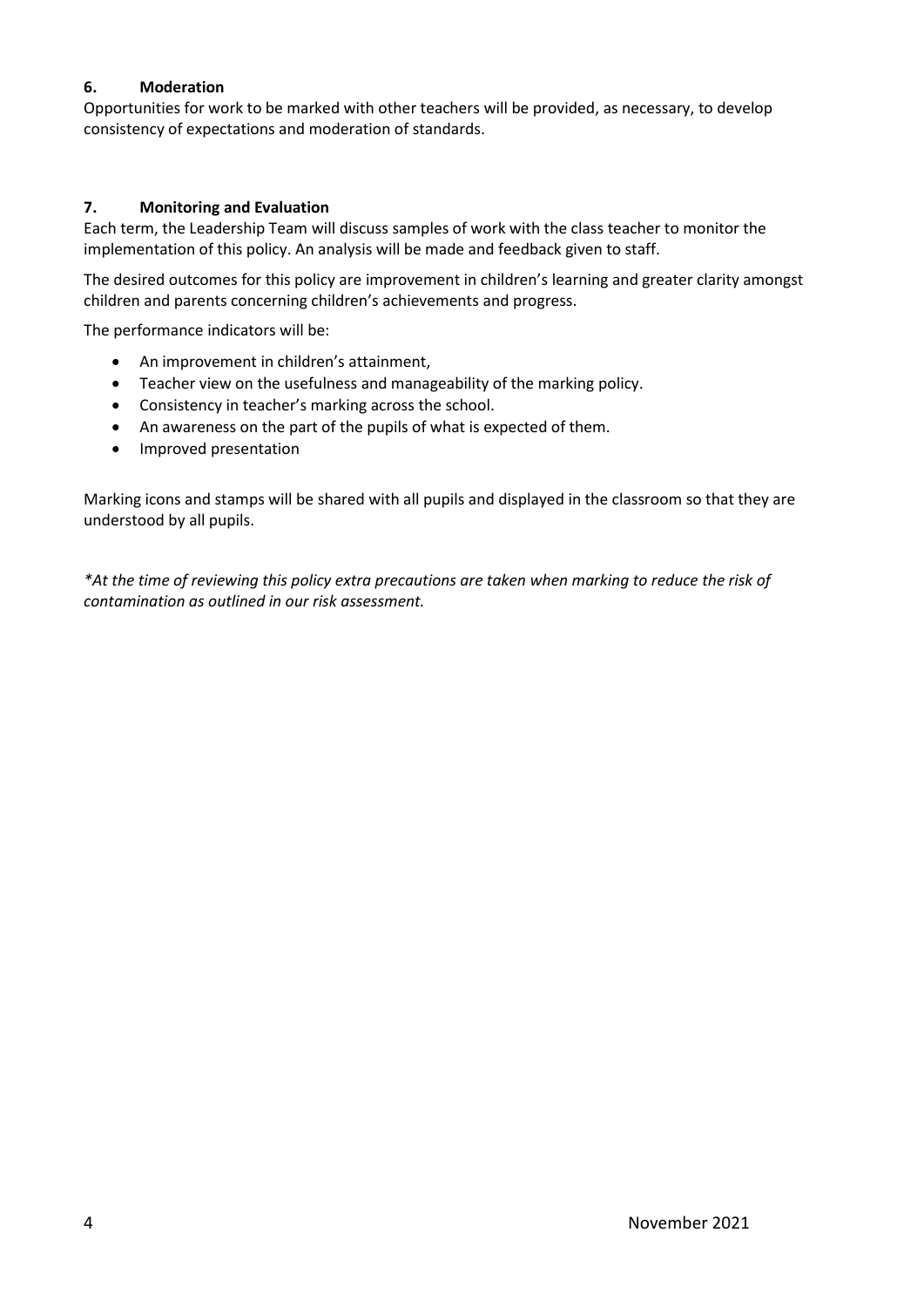## 6. Moderation

Opportunities for work to be marked with other teachers will be provided, as necessary, to develop consistency of expectations and moderation of standards.

## 7. Monitoring and Evaluation

Each term, the Leadership Team will discuss samples of work with the class teacher to monitor the implementation of this policy. An analysis will be made and feedback given to staff.

The desired outcomes for this policy are improvement in children's learning and greater clarity amongst children and parents concerning children's achievements and progress.

The performance indicators will be:

- An improvement in children's attainment,
- Teacher view on the usefulness and manageability of the marking policy.
- Consistency in teacher's marking across the school.
- An awareness on the part of the pupils of what is expected of them.
- Improved presentation

Marking icons and stamps will be shared with all pupils and displayed in the classroom so that they are understood by all pupils.

*\*At the time of reviewing this policy extra precautions are taken when marking to reduce the risk of contamination as outlined in our risk assessment.*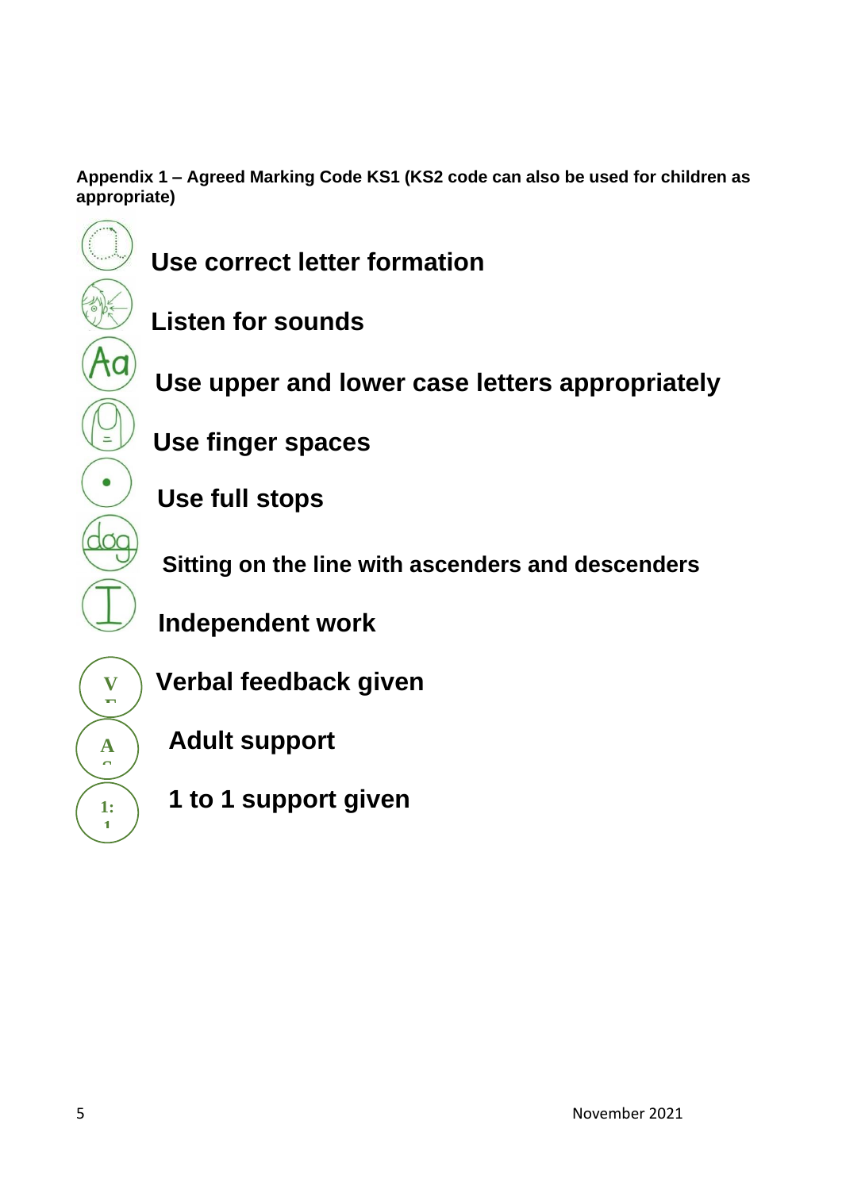**Appendix 1 – Agreed Marking Code KS1 (KS2 code can also be used for children as appropriate)**

- Use correct letter formation
- Listen for sounds
- Use upper and lower case letters appropriately
- Use finger spaces
- Use full stops
- Sitting on the line with ascenders and descenders
- Independent work
- VF — Verbal feedback given
- AS — Adult support
- 1:1 — 1 to 1 support given

November 2021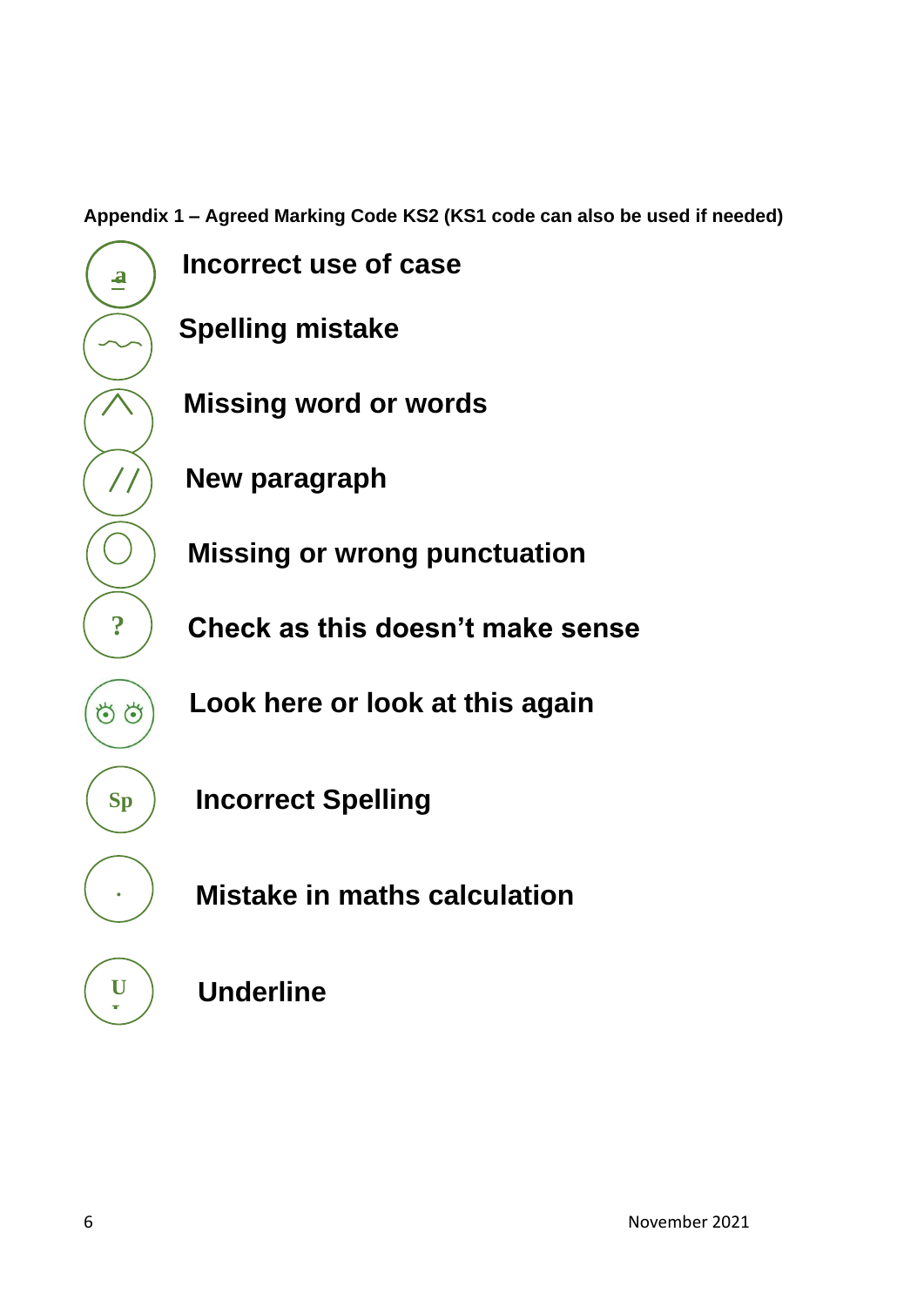**Appendix 1 – Agreed Marking Code KS2 (KS1 code can also be used if needed)**

| Symbol | Meaning |
| --- | --- |
| a | **Incorrect use of case** |
| ~ | **Spelling mistake** |
| ^ | **Missing word or words** |
| // | **New paragraph** |
| O | **Missing or wrong punctuation** |
| ? | **Check as this doesn't make sense** |
| (eyes) | **Look here or look at this again** |
| Sp | **Incorrect Spelling** |
| . | **Mistake in maths calculation** |
| U | **Underline** |

November 2021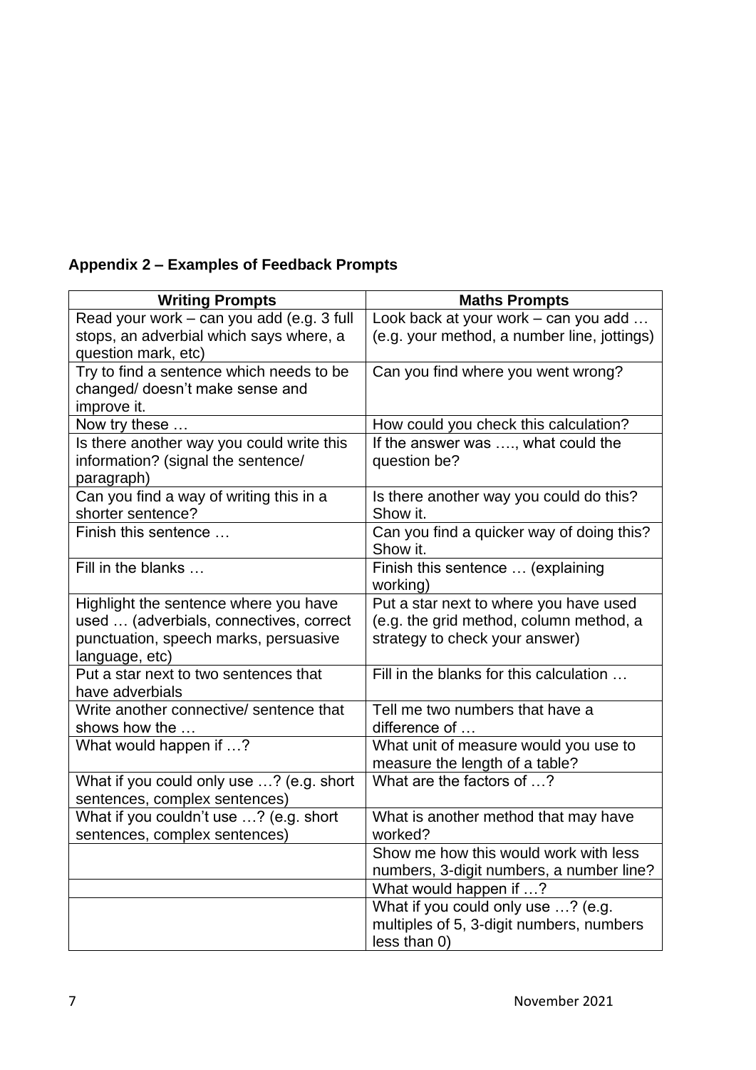**Appendix 2 – Examples of Feedback Prompts**

| Writing Prompts | Maths Prompts |
|---|---|
| Read your work – can you add (e.g. 3 full stops, an adverbial which says where, a question mark, etc) | Look back at your work – can you add … (e.g. your method, a number line, jottings) |
| Try to find a sentence which needs to be changed/ doesn't make sense and improve it. | Can you find where you went wrong? |
| Now try these … | How could you check this calculation? |
| Is there another way you could write this information? (signal the sentence/ paragraph) | If the answer was …., what could the question be? |
| Can you find a way of writing this in a shorter sentence? | Is there another way you could do this? Show it. |
| Finish this sentence … | Can you find a quicker way of doing this? Show it. |
| Fill in the blanks … | Finish this sentence … (explaining working) |
| Highlight the sentence where you have used … (adverbials, connectives, correct punctuation, speech marks, persuasive language, etc) | Put a star next to where you have used (e.g. the grid method, column method, a strategy to check your answer) |
| Put a star next to two sentences that have adverbials | Fill in the blanks for this calculation … |
| Write another connective/ sentence that shows how the … | Tell me two numbers that have a difference of … |
| What would happen if …? | What unit of measure would you use to measure the length of a table? |
| What if you could only use …? (e.g. short sentences, complex sentences) | What are the factors of …? |
| What if you couldn't use …? (e.g. short sentences, complex sentences) | What is another method that may have worked? |
| | Show me how this would work with less numbers, 3-digit numbers, a number line? |
| | What would happen if …? |
| | What if you could only use …? (e.g. multiples of 5, 3-digit numbers, numbers less than 0) |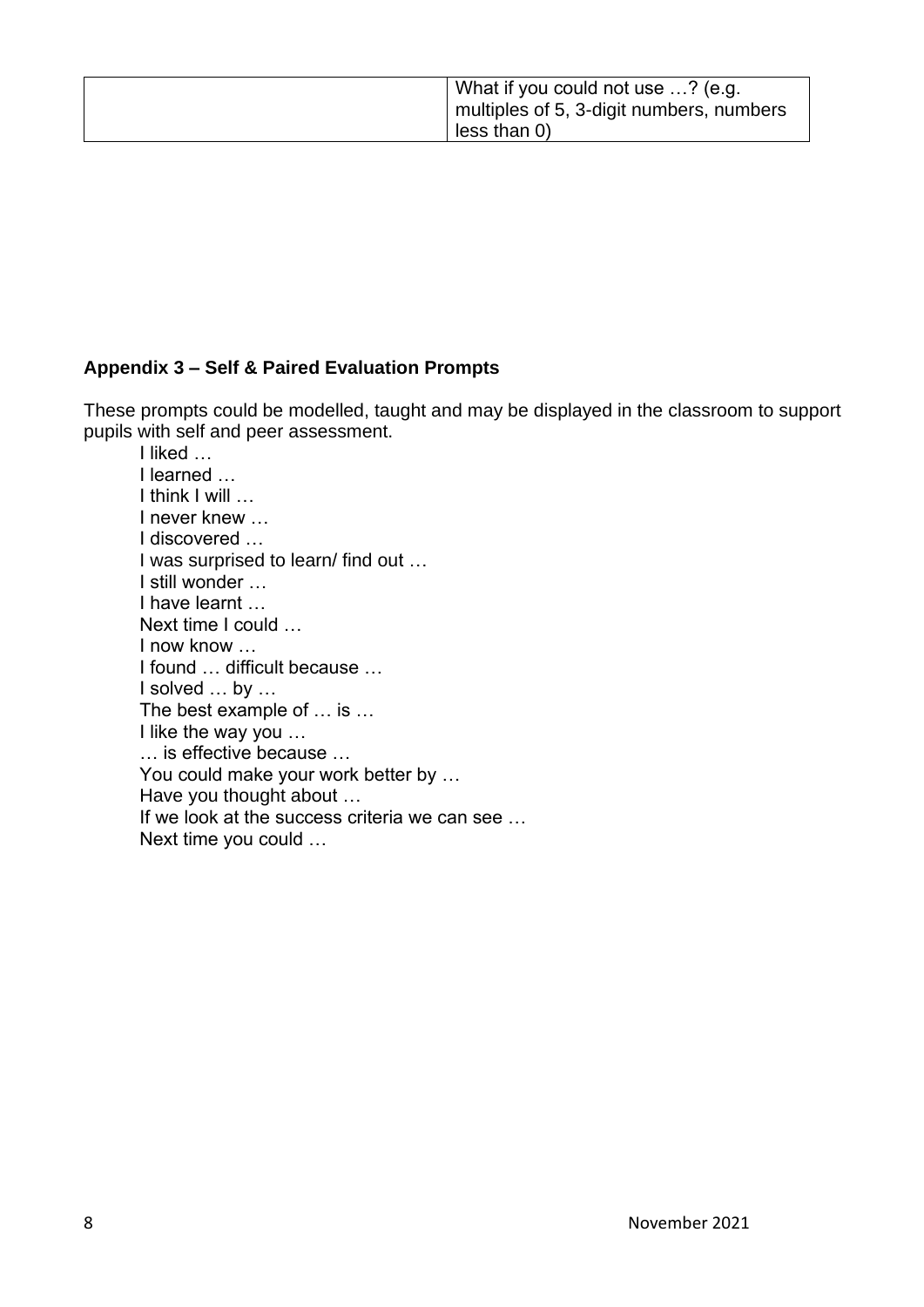| | |
|---|---|
| | What if you could not use …? (e.g. multiples of 5, 3-digit numbers, numbers less than 0) |

**Appendix 3 – Self & Paired Evaluation Prompts**

These prompts could be modelled, taught and may be displayed in the classroom to support pupils with self and peer assessment.

I liked …
I learned …
I think I will …
I never knew …
I discovered …
I was surprised to learn/ find out …
I still wonder …
I have learnt …
Next time I could …
I now know …
I found … difficult because …
I solved … by …
The best example of … is …
I like the way you …
… is effective because …
You could make your work better by …
Have you thought about …
If we look at the success criteria we can see …
Next time you could …